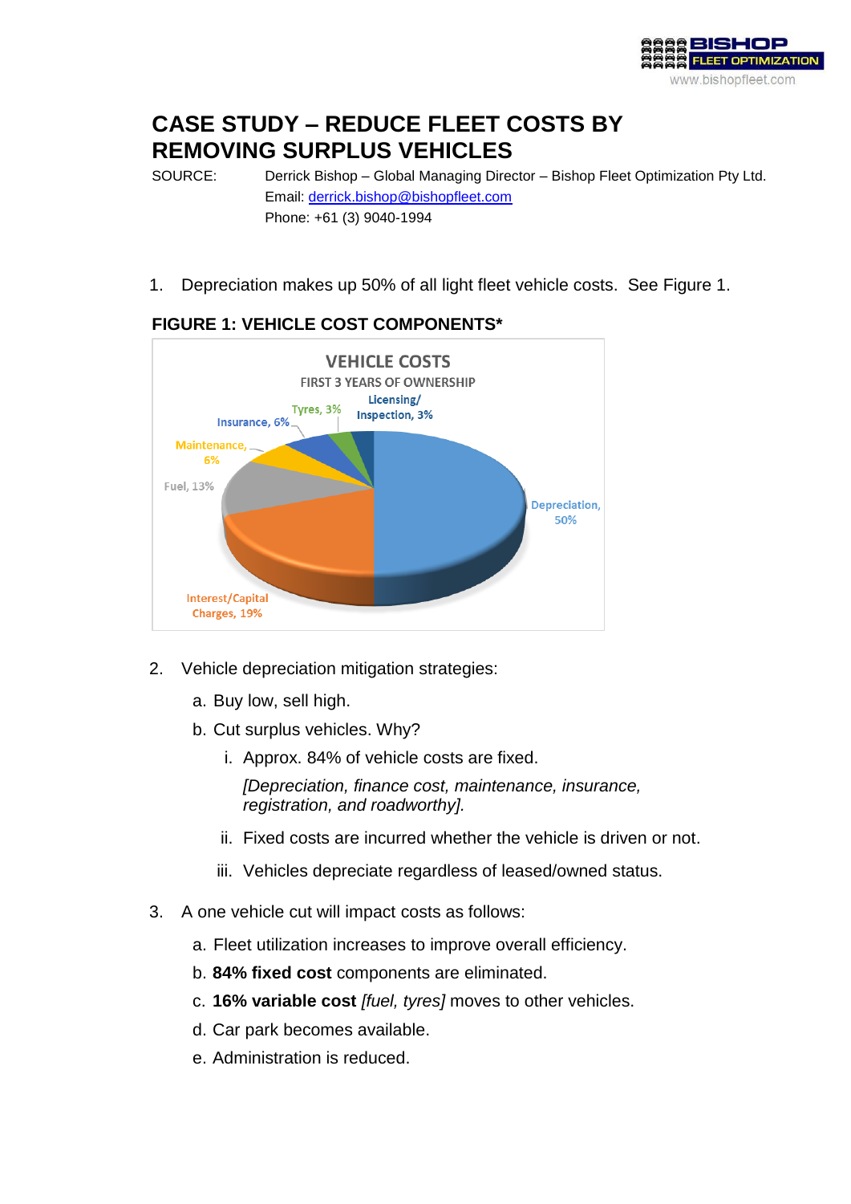# CASE STUDY – REDUCE FLEET COSTS BY REMOVING SURPLUS VEHICLES

SOURCE: Derrick Bishop – Global Managing Director – Bishop Fleet Optimization Pty Ltd.
Email: derrick.bishop@bishopfleet.com
Phone: +61 (3) 9040-1994

1. Depreciation makes up 50% of all light fleet vehicle costs. See Figure 1.

**FIGURE 1: VEHICLE COST COMPONENTS***

VEHICLE COSTS
FIRST 3 YEARS OF OWNERSHIP

- Depreciation, 50%
- Interest/Capital Charges, 19%
- Fuel, 13%
- Maintenance, 6%
- Insurance, 6%
- Tyres, 3%
- Licensing/Inspection, 3%

2. Vehicle depreciation mitigation strategies:
   a. Buy low, sell high.
   b. Cut surplus vehicles. Why?
      i. Approx. 84% of vehicle costs are fixed.
         *[Depreciation, finance cost, maintenance, insurance, registration, and roadworthy].*
      ii. Fixed costs are incurred whether the vehicle is driven or not.
      iii. Vehicles depreciate regardless of leased/owned status.

3. A one vehicle cut will impact costs as follows:
   a. Fleet utilization increases to improve overall efficiency.
   b. **84% fixed cost** components are eliminated.
   c. **16% variable cost** *[fuel, tyres]* moves to other vehicles.
   d. Car park becomes available.
   e. Administration is reduced.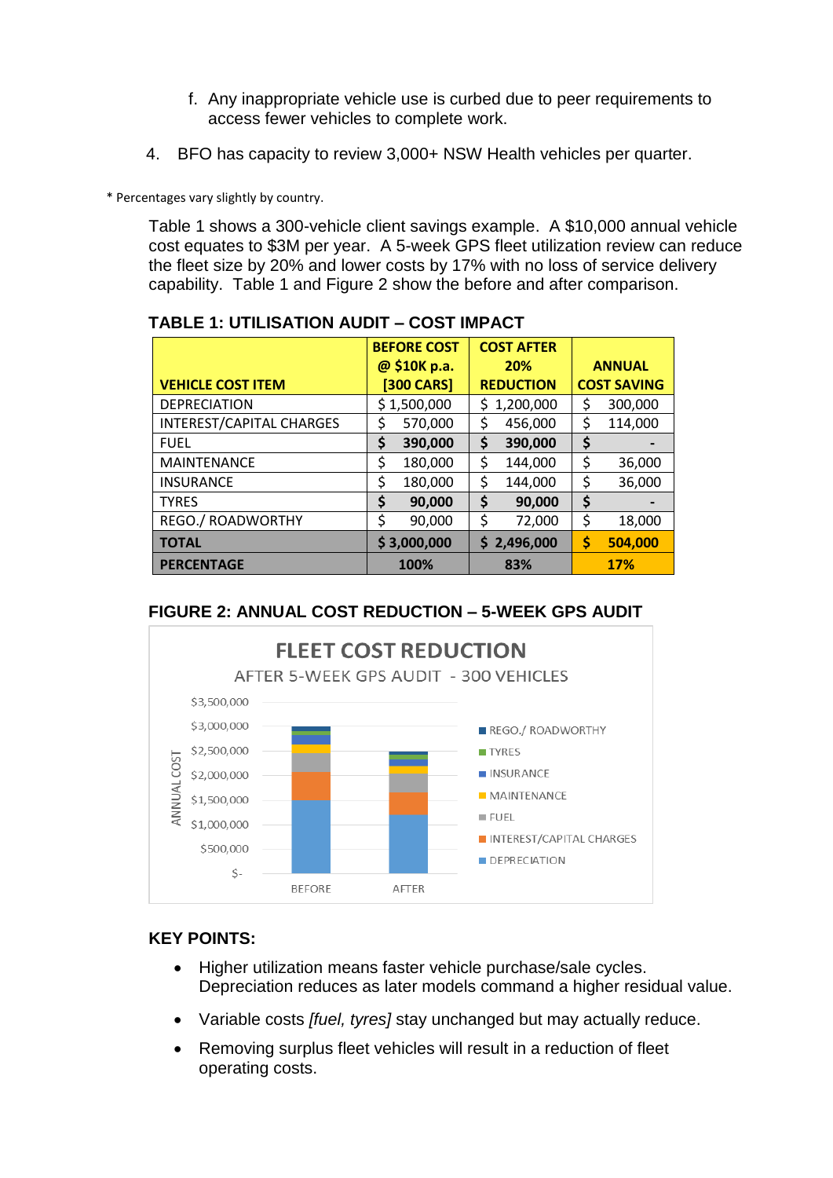f. Any inappropriate vehicle use is curbed due to peer requirements to access fewer vehicles to complete work.

4. BFO has capacity to review 3,000+ NSW Health vehicles per quarter.

* Percentages vary slightly by country.

Table 1 shows a 300-vehicle client savings example. A $10,000 annual vehicle cost equates to $3M per year. A 5-week GPS fleet utilization review can reduce the fleet size by 20% and lower costs by 17% with no loss of service delivery capability. Table 1 and Figure 2 show the before and after comparison.

### TABLE 1: UTILISATION AUDIT – COST IMPACT

| VEHICLE COST ITEM | BEFORE COST @ $10K p.a. [300 CARS] | COST AFTER 20% REDUCTION | ANNUAL COST SAVING |
|---|---|---|---|
| DEPRECIATION | $ 1,500,000 | $ 1,200,000 | $ 300,000 |
| INTEREST/CAPITAL CHARGES | $ 570,000 | $ 456,000 | $ 114,000 |
| FUEL | **$ 390,000** | **$ 390,000** | **$ -** |
| MAINTENANCE | $ 180,000 | $ 144,000 | $ 36,000 |
| INSURANCE | $ 180,000 | $ 144,000 | $ 36,000 |
| TYRES | **$ 90,000** | **$ 90,000** | **$ -** |
| REGO./ ROADWORTHY | $ 90,000 | $ 72,000 | $ 18,000 |
| **TOTAL** | **$ 3,000,000** | **$ 2,496,000** | **$ 504,000** |
| **PERCENTAGE** | **100%** | **83%** | **17%** |

### FIGURE 2: ANNUAL COST REDUCTION – 5-WEEK GPS AUDIT

FLEET COST REDUCTION

AFTER 5-WEEK GPS AUDIT - 300 VEHICLES

ANNUAL COST

$3,500,000
$3,000,000
$2,500,000
$2,000,000
$1,500,000
$1,000,000
$500,000
$-

BEFORE
AFTER

REGO./ ROADWORTHY
TYRES
INSURANCE
MAINTENANCE
FUEL
INTEREST/CAPITAL CHARGES
DEPRECIATION

### KEY POINTS:

- Higher utilization means faster vehicle purchase/sale cycles. Depreciation reduces as later models command a higher residual value.
- Variable costs *[fuel, tyres]* stay unchanged but may actually reduce.
- Removing surplus fleet vehicles will result in a reduction of fleet operating costs.